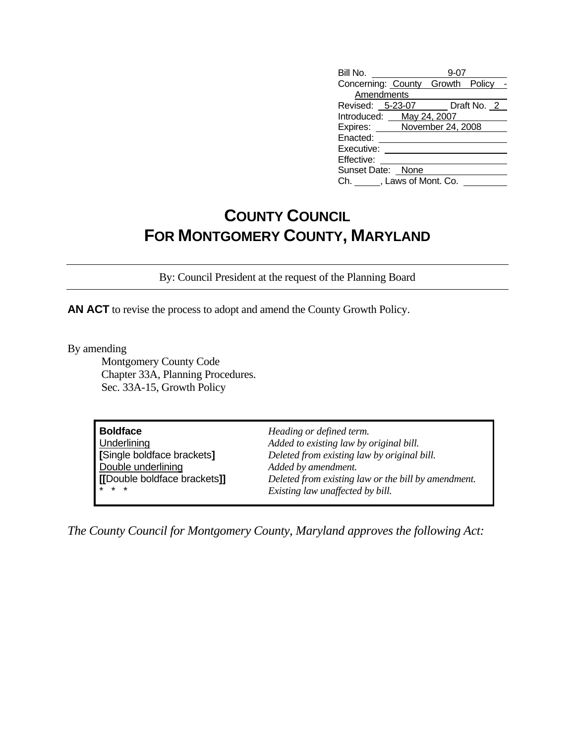| | |
|---|---|
| Bill No. | 9-07 |
| Concerning: | County Growth Policy - Amendments |
| Revised: | 5-23-07 Draft No. 2 |
| Introduced: | May 24, 2007 |
| Expires: | November 24, 2008 |
| Enacted: | |
| Executive: | |
| Effective: | |
| Sunset Date: | None |
| Ch. ___, Laws of Mont. Co. | |

# COUNTY COUNCIL
# FOR MONTGOMERY COUNTY, MARYLAND

By: Council President at the request of the Planning Board

**AN ACT** to revise the process to adopt and amend the County Growth Policy.

By amending
Montgomery County Code
Chapter 33A, Planning Procedures.
Sec. 33A-15, Growth Policy

| | |
|---|---|
| **Boldface** | *Heading or defined term.* |
| Underlining | *Added to existing law by original bill.* |
| **[**Single boldface brackets**]** | *Deleted from existing law by original bill.* |
| Double underlining | *Added by amendment.* |
| **[[**Double boldface brackets**]]** | *Deleted from existing law or the bill by amendment.* |
| * * * | *Existing law unaffected by bill.* |

*The County Council for Montgomery County, Maryland approves the following Act:*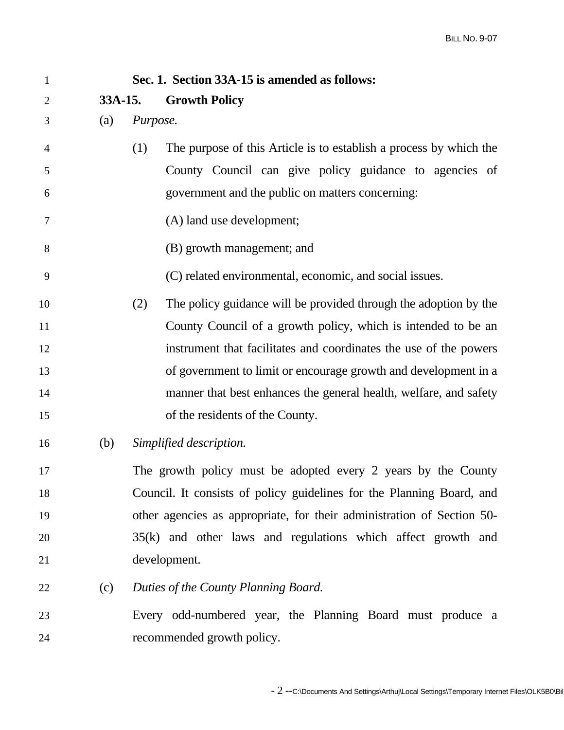**Sec. 1. Section 33A-15 is amended as follows:**

**33A-15. Growth Policy**

(a) *Purpose.*

(1) The purpose of this Article is to establish a process by which the County Council can give policy guidance to agencies of government and the public on matters concerning:

(A) land use development;

(B) growth management; and

(C) related environmental, economic, and social issues.

(2) The policy guidance will be provided through the adoption by the County Council of a growth policy, which is intended to be an instrument that facilitates and coordinates the use of the powers of government to limit or encourage growth and development in a manner that best enhances the general health, welfare, and safety of the residents of the County.

(b) *Simplified description.*

The growth policy must be adopted every 2 years by the County Council. It consists of policy guidelines for the Planning Board, and other agencies as appropriate, for their administration of Section 50-35(k) and other laws and regulations which affect growth and development.

(c) *Duties of the County Planning Board.*

Every odd-numbered year, the Planning Board must produce a recommended growth policy.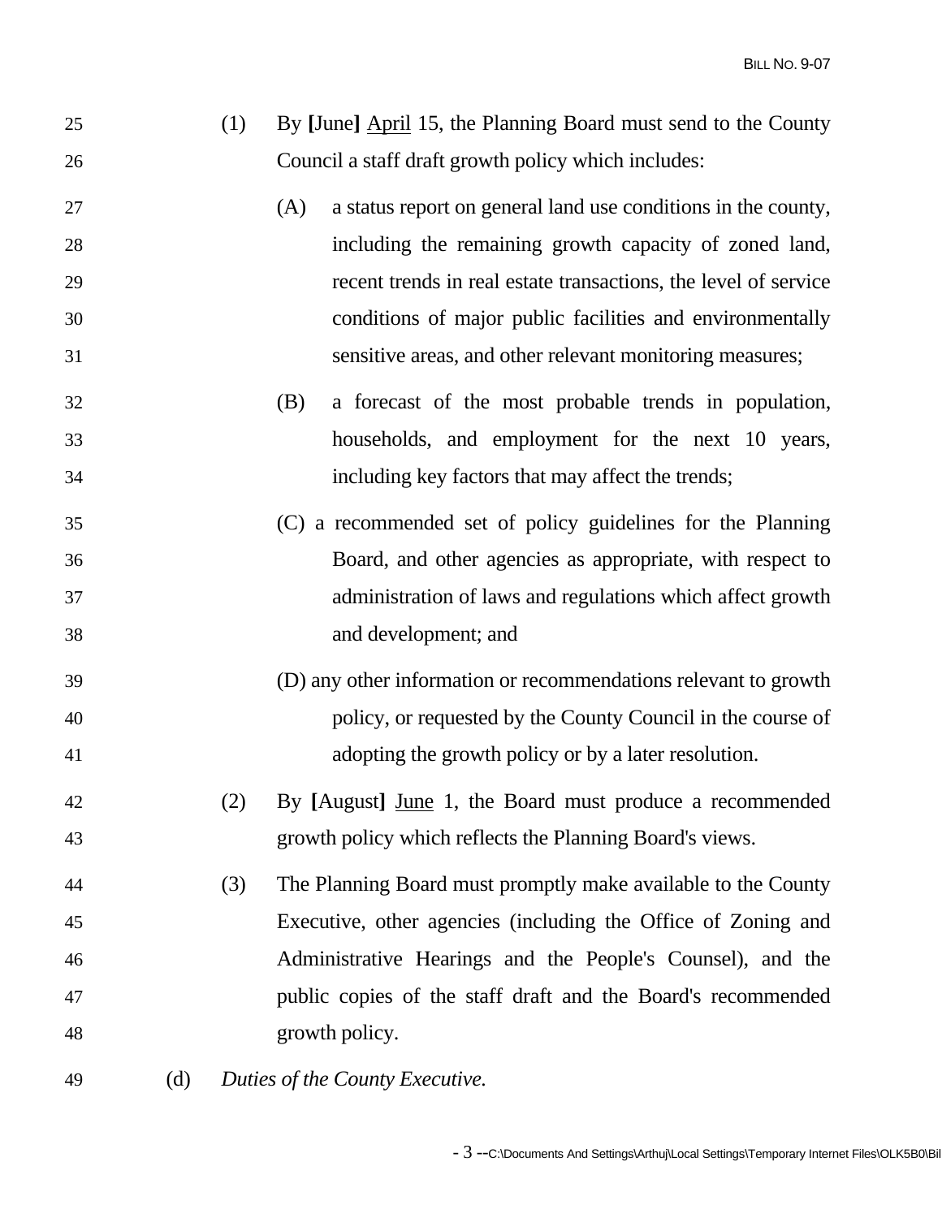(1) By **[**June**]** <u>April</u> 15, the Planning Board must send to the County Council a staff draft growth policy which includes:

(A) a status report on general land use conditions in the county, including the remaining growth capacity of zoned land, recent trends in real estate transactions, the level of service conditions of major public facilities and environmentally sensitive areas, and other relevant monitoring measures;

(B) a forecast of the most probable trends in population, households, and employment for the next 10 years, including key factors that may affect the trends;

(C) a recommended set of policy guidelines for the Planning Board, and other agencies as appropriate, with respect to administration of laws and regulations which affect growth and development; and

(D) any other information or recommendations relevant to growth policy, or requested by the County Council in the course of adopting the growth policy or by a later resolution.

(2) By **[**August**]** <u>June</u> 1, the Board must produce a recommended growth policy which reflects the Planning Board's views.

(3) The Planning Board must promptly make available to the County Executive, other agencies (including the Office of Zoning and Administrative Hearings and the People's Counsel), and the public copies of the staff draft and the Board's recommended growth policy.

(d) *Duties of the County Executive.*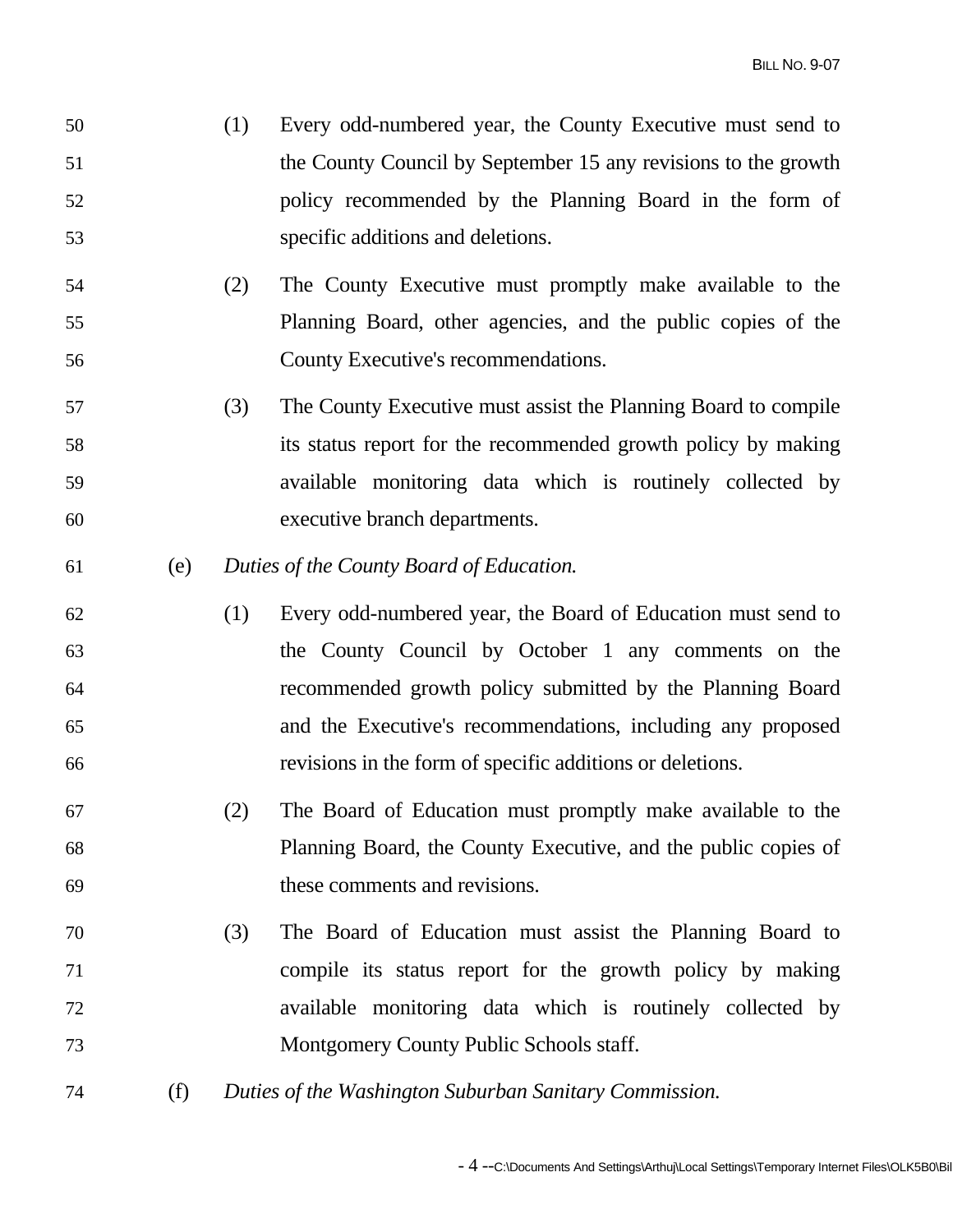(1) Every odd-numbered year, the County Executive must send to the County Council by September 15 any revisions to the growth policy recommended by the Planning Board in the form of specific additions and deletions.

(2) The County Executive must promptly make available to the Planning Board, other agencies, and the public copies of the County Executive's recommendations.

(3) The County Executive must assist the Planning Board to compile its status report for the recommended growth policy by making available monitoring data which is routinely collected by executive branch departments.

(e) *Duties of the County Board of Education.*

(1) Every odd-numbered year, the Board of Education must send to the County Council by October 1 any comments on the recommended growth policy submitted by the Planning Board and the Executive's recommendations, including any proposed revisions in the form of specific additions or deletions.

(2) The Board of Education must promptly make available to the Planning Board, the County Executive, and the public copies of these comments and revisions.

(3) The Board of Education must assist the Planning Board to compile its status report for the growth policy by making available monitoring data which is routinely collected by Montgomery County Public Schools staff.

(f) *Duties of the Washington Suburban Sanitary Commission.*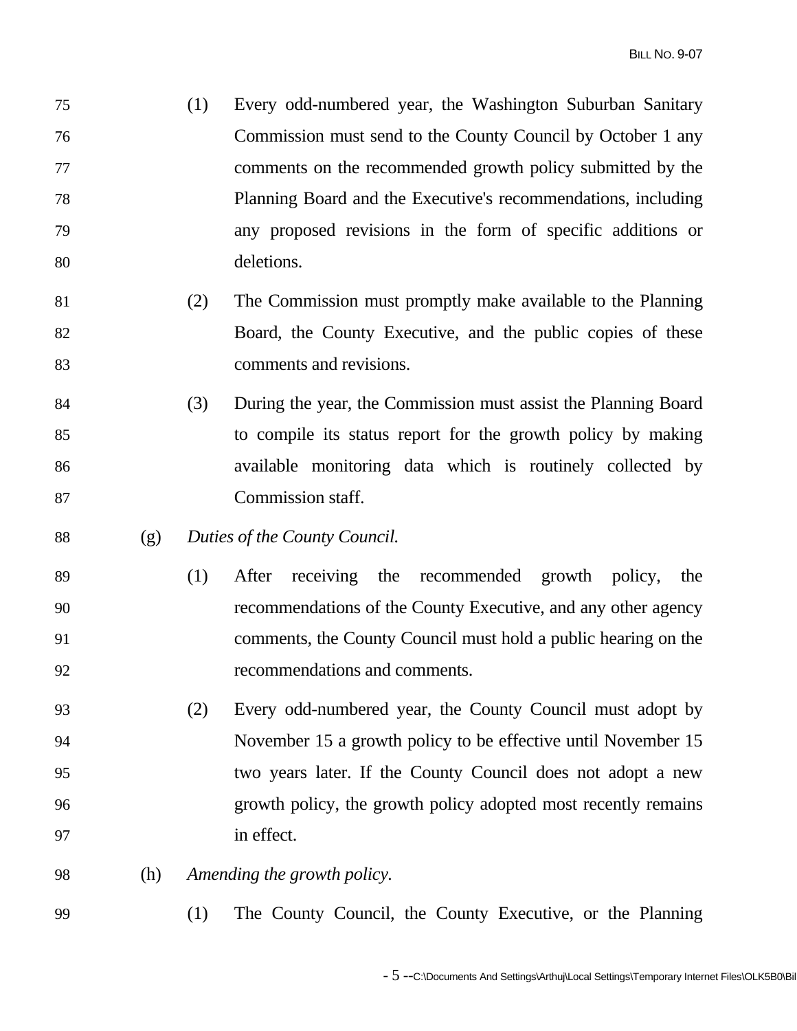(1) Every odd-numbered year, the Washington Suburban Sanitary Commission must send to the County Council by October 1 any comments on the recommended growth policy submitted by the Planning Board and the Executive's recommendations, including any proposed revisions in the form of specific additions or deletions.

(2) The Commission must promptly make available to the Planning Board, the County Executive, and the public copies of these comments and revisions.

(3) During the year, the Commission must assist the Planning Board to compile its status report for the growth policy by making available monitoring data which is routinely collected by Commission staff.

(g) *Duties of the County Council.*

(1) After receiving the recommended growth policy, the recommendations of the County Executive, and any other agency comments, the County Council must hold a public hearing on the recommendations and comments.

(2) Every odd-numbered year, the County Council must adopt by November 15 a growth policy to be effective until November 15 two years later. If the County Council does not adopt a new growth policy, the growth policy adopted most recently remains in effect.

(h) *Amending the growth policy.*

(1) The County Council, the County Executive, or the Planning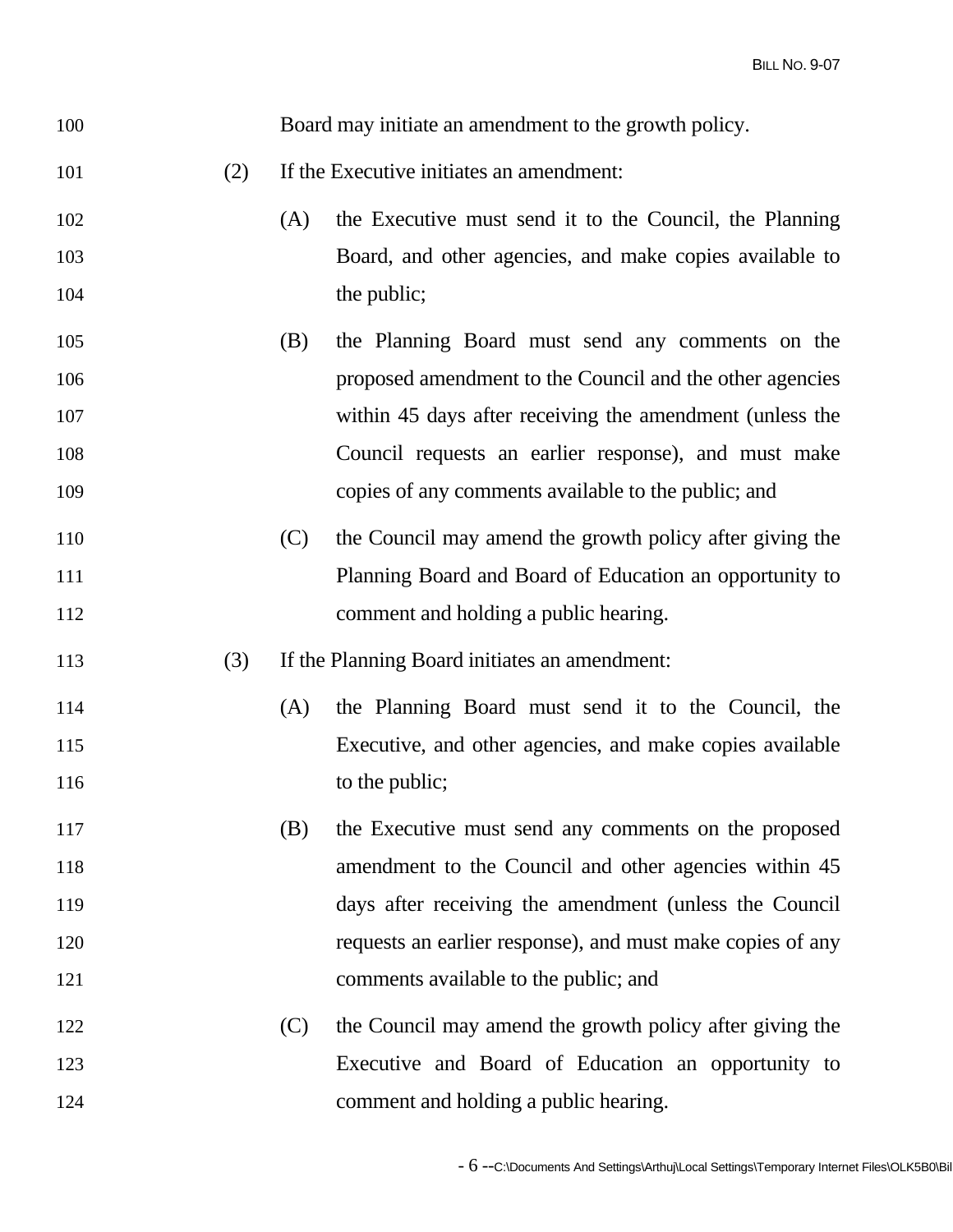Board may initiate an amendment to the growth policy.

(2) If the Executive initiates an amendment:

(A) the Executive must send it to the Council, the Planning Board, and other agencies, and make copies available to the public;

(B) the Planning Board must send any comments on the proposed amendment to the Council and the other agencies within 45 days after receiving the amendment (unless the Council requests an earlier response), and must make copies of any comments available to the public; and

(C) the Council may amend the growth policy after giving the Planning Board and Board of Education an opportunity to comment and holding a public hearing.

(3) If the Planning Board initiates an amendment:

(A) the Planning Board must send it to the Council, the Executive, and other agencies, and make copies available to the public;

(B) the Executive must send any comments on the proposed amendment to the Council and other agencies within 45 days after receiving the amendment (unless the Council requests an earlier response), and must make copies of any comments available to the public; and

(C) the Council may amend the growth policy after giving the Executive and Board of Education an opportunity to comment and holding a public hearing.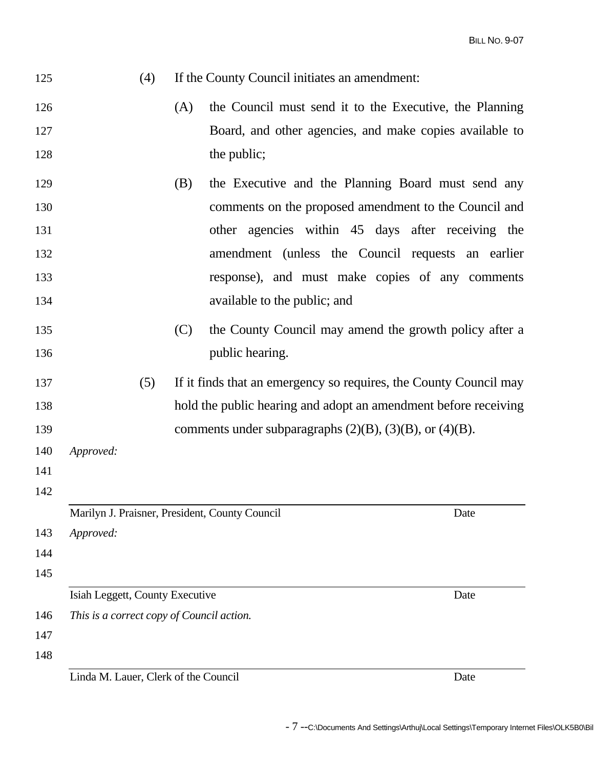(4) If the County Council initiates an amendment:

(A) the Council must send it to the Executive, the Planning Board, and other agencies, and make copies available to the public;

(B) the Executive and the Planning Board must send any comments on the proposed amendment to the Council and other agencies within 45 days after receiving the amendment (unless the Council requests an earlier response), and must make copies of any comments available to the public; and

(C) the County Council may amend the growth policy after a public hearing.

(5) If it finds that an emergency so requires, the County Council may hold the public hearing and adopt an amendment before receiving comments under subparagraphs (2)(B), (3)(B), or (4)(B).

*Approved:*

Marilyn J. Praisner, President, County Council    Date

*Approved:*

Isiah Leggett, County Executive    Date

*This is a correct copy of Council action.*

Linda M. Lauer, Clerk of the Council    Date